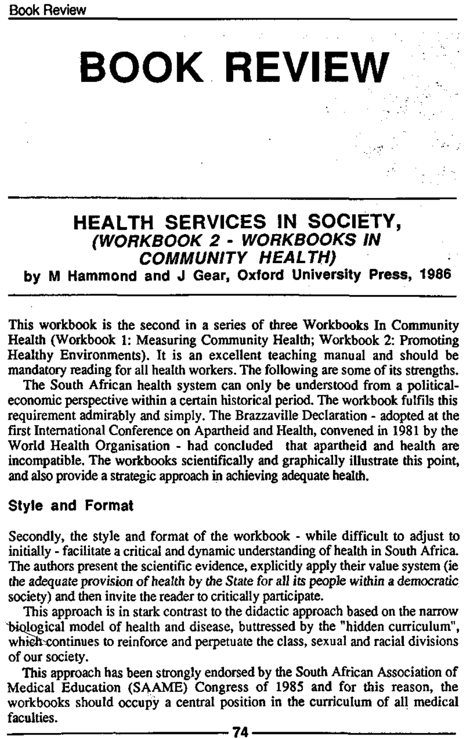# BOOK REVIEW

## HEALTH SERVICES IN SOCIETY, *(WORKBOOK 2 - WORKBOOKS IN COMMUNITY HEALTH)*

**by M Hammond and J Gear, Oxford University Press, 1986**

This workbook is the second in a series of three Workbooks In Community Health (Workbook 1: Measuring Community Health; Workbook 2: Promoting Healthy Environments). It is an excellent teaching manual and should be mandatory reading for all health workers. The following are some of its strengths.

The South African health system can only be understood from a political-economic perspective within a certain historical period. The workbook fulfils this requirement admirably and simply. The Brazzaville Declaration - adopted at the first International Conference on Apartheid and Health, convened in 1981 by the World Health Organisation - had concluded that apartheid and health are incompatible. The workbooks scientifically and graphically illustrate this point, and also provide a strategic approach in achieving adequate health.

### Style and Format

Secondly, the style and format of the workbook - while difficult to adjust to initially - facilitate a critical and dynamic understanding of health in South Africa. The authors present the scientific evidence, explicitly apply their value system (ie *the adequate provision of health by the State for all its people within a democratic* society) and then invite the reader to critically participate.

This approach is in stark contrast to the didactic approach based on the narrow biological model of health and disease, buttressed by the "hidden curriculum", which continues to reinforce and perpetuate the class, sexual and racial divisions of our society.

This approach has been strongly endorsed by the South African Association of Medical Education (SAAME) Congress of 1985 and for this reason, the workbooks should occupy a central position in the curriculum of all medical faculties.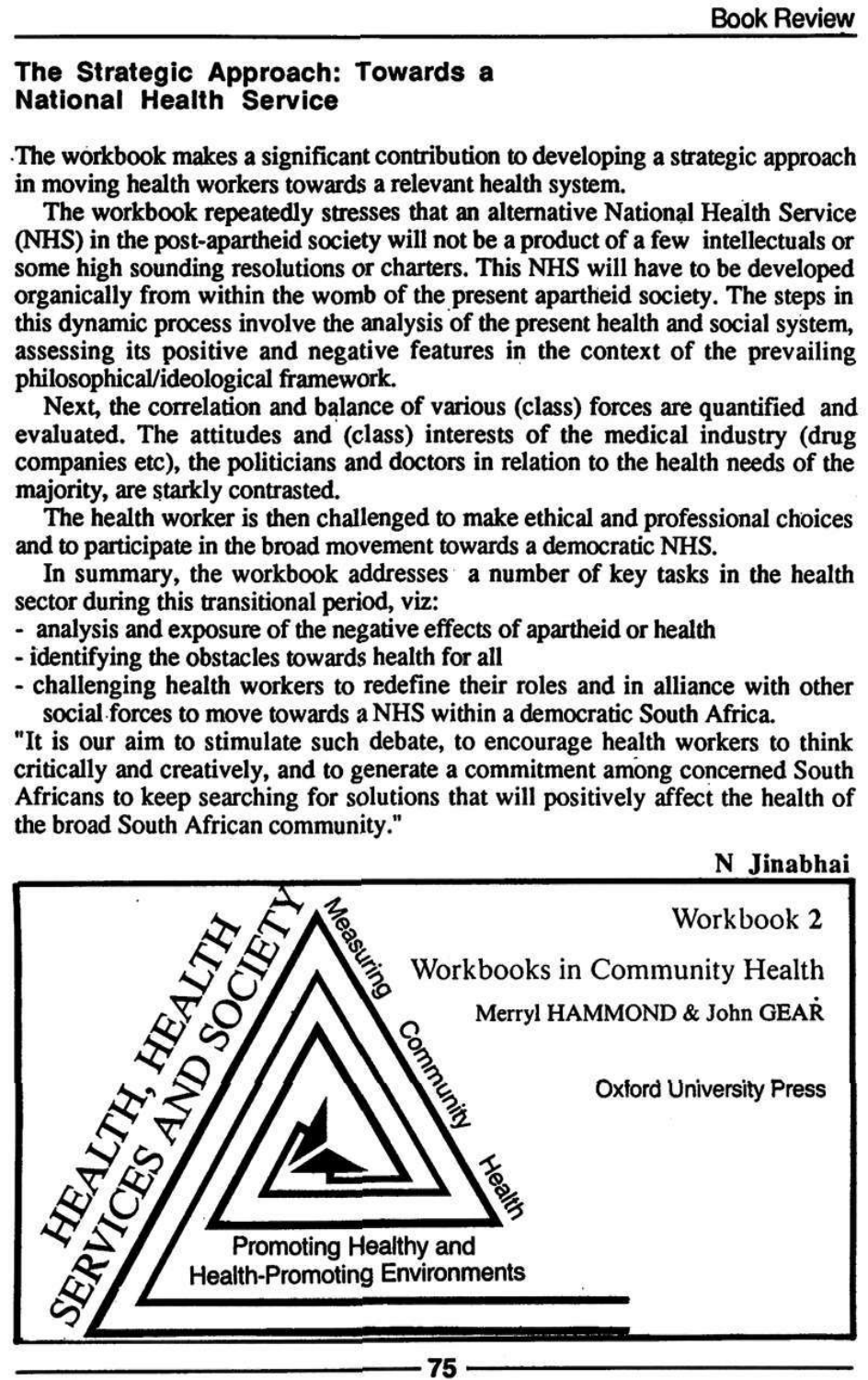## The Strategic Approach: Towards a National Health Service

The workbook makes a significant contribution to developing a strategic approach in moving health workers towards a relevant health system.

The workbook repeatedly stresses that an alternative National Health Service (NHS) in the post-apartheid society will not be a product of a few intellectuals or some high sounding resolutions or charters. This NHS will have to be developed organically from within the womb of the present apartheid society. The steps in this dynamic process involve the analysis of the present health and social system, assessing its positive and negative features in the context of the prevailing philosophical/ideological framework.

Next, the correlation and balance of various (class) forces are quantified and evaluated. The attitudes and (class) interests of the medical industry (drug companies etc), the politicians and doctors in relation to the health needs of the majority, are starkly contrasted.

The health worker is then challenged to make ethical and professional choices and to participate in the broad movement towards a democratic NHS.

In summary, the workbook addresses a number of key tasks in the health sector during this transitional period, viz:

- analysis and exposure of the negative effects of apartheid or health
- identifying the obstacles towards health for all
- challenging health workers to redefine their roles and in alliance with other social forces to move towards a NHS within a democratic South Africa.

"It is our aim to stimulate such debate, to encourage health workers to think critically and creatively, and to generate a commitment among concerned South Africans to keep searching for solutions that will positively affect the health of the broad South African community."

**N Jinabhai**

HEALTH, HEALTH SERVICES AND SOCIETY

Measuring Community Health

Promoting Healthy and Health-Promoting Environments

Workbook 2

Workbooks in Community Health

Merryl HAMMOND & John GEAR

Oxford University Press